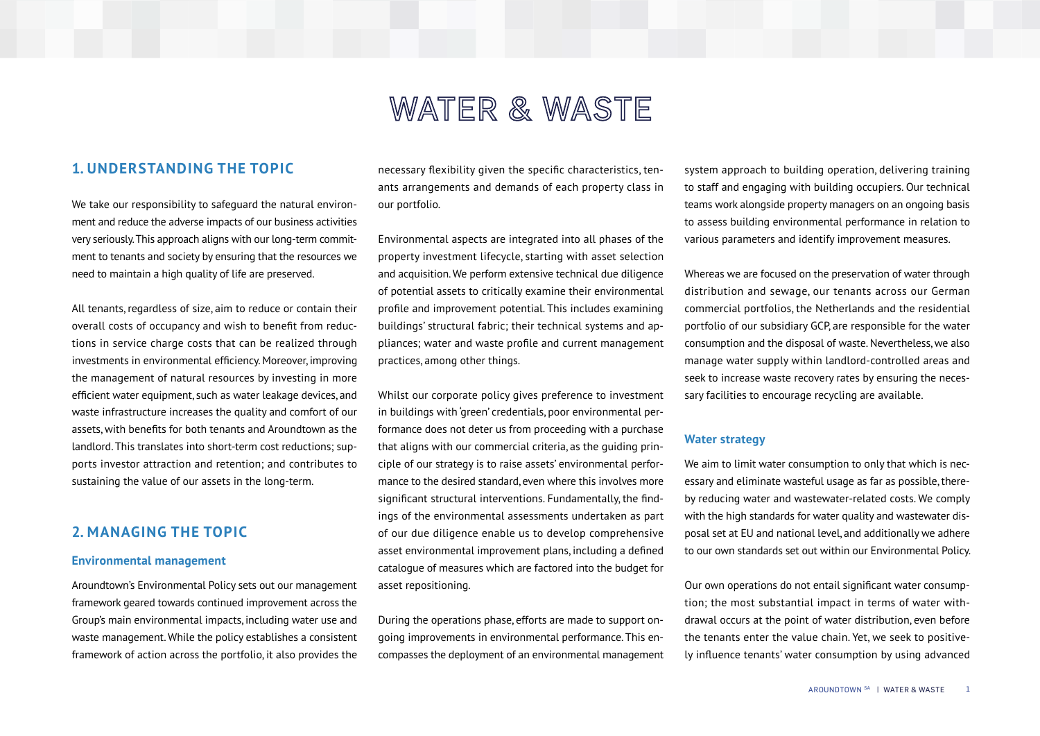# WATER & WASTE

## 1. UNDERSTANDING THE TOPIC

We take our responsibility to safeguard the natural environment and reduce the adverse impacts of our business activities very seriously. This approach aligns with our long-term commitment to tenants and society by ensuring that the resources we need to maintain a high quality of life are preserved.

All tenants, regardless of size, aim to reduce or contain their overall costs of occupancy and wish to benefit from reductions in service charge costs that can be realized through investments in environmental efficiency. Moreover, improving the management of natural resources by investing in more efficient water equipment, such as water leakage devices, and waste infrastructure increases the quality and comfort of our assets, with benefits for both tenants and Aroundtown as the landlord. This translates into short-term cost reductions; supports investor attraction and retention; and contributes to sustaining the value of our assets in the long-term.

## 2. MANAGING THE TOPIC

### Environmental management

Aroundtown's Environmental Policy sets out our management framework geared towards continued improvement across the Group's main environmental impacts, including water use and waste management. While the policy establishes a consistent framework of action across the portfolio, it also provides the necessary flexibility given the specific characteristics, tenants arrangements and demands of each property class in our portfolio.

Environmental aspects are integrated into all phases of the property investment lifecycle, starting with asset selection and acquisition. We perform extensive technical due diligence of potential assets to critically examine their environmental profile and improvement potential. This includes examining buildings' structural fabric; their technical systems and appliances; water and waste profile and current management practices, among other things.

Whilst our corporate policy gives preference to investment in buildings with 'green' credentials, poor environmental performance does not deter us from proceeding with a purchase that aligns with our commercial criteria, as the guiding principle of our strategy is to raise assets' environmental performance to the desired standard, even where this involves more significant structural interventions. Fundamentally, the findings of the environmental assessments undertaken as part of our due diligence enable us to develop comprehensive asset environmental improvement plans, including a defined catalogue of measures which are factored into the budget for asset repositioning.

During the operations phase, efforts are made to support ongoing improvements in environmental performance. This encompasses the deployment of an environmental management system approach to building operation, delivering training to staff and engaging with building occupiers. Our technical teams work alongside property managers on an ongoing basis to assess building environmental performance in relation to various parameters and identify improvement measures.

Whereas we are focused on the preservation of water through distribution and sewage, our tenants across our German commercial portfolios, the Netherlands and the residential portfolio of our subsidiary GCP, are responsible for the water consumption and the disposal of waste. Nevertheless, we also manage water supply within landlord-controlled areas and seek to increase waste recovery rates by ensuring the necessary facilities to encourage recycling are available.

### Water strategy

We aim to limit water consumption to only that which is necessary and eliminate wasteful usage as far as possible, thereby reducing water and wastewater-related costs. We comply with the high standards for water quality and wastewater disposal set at EU and national level, and additionally we adhere to our own standards set out within our Environmental Policy.

Our own operations do not entail significant water consumption; the most substantial impact in terms of water withdrawal occurs at the point of water distribution, even before the tenants enter the value chain. Yet, we seek to positively influence tenants' water consumption by using advanced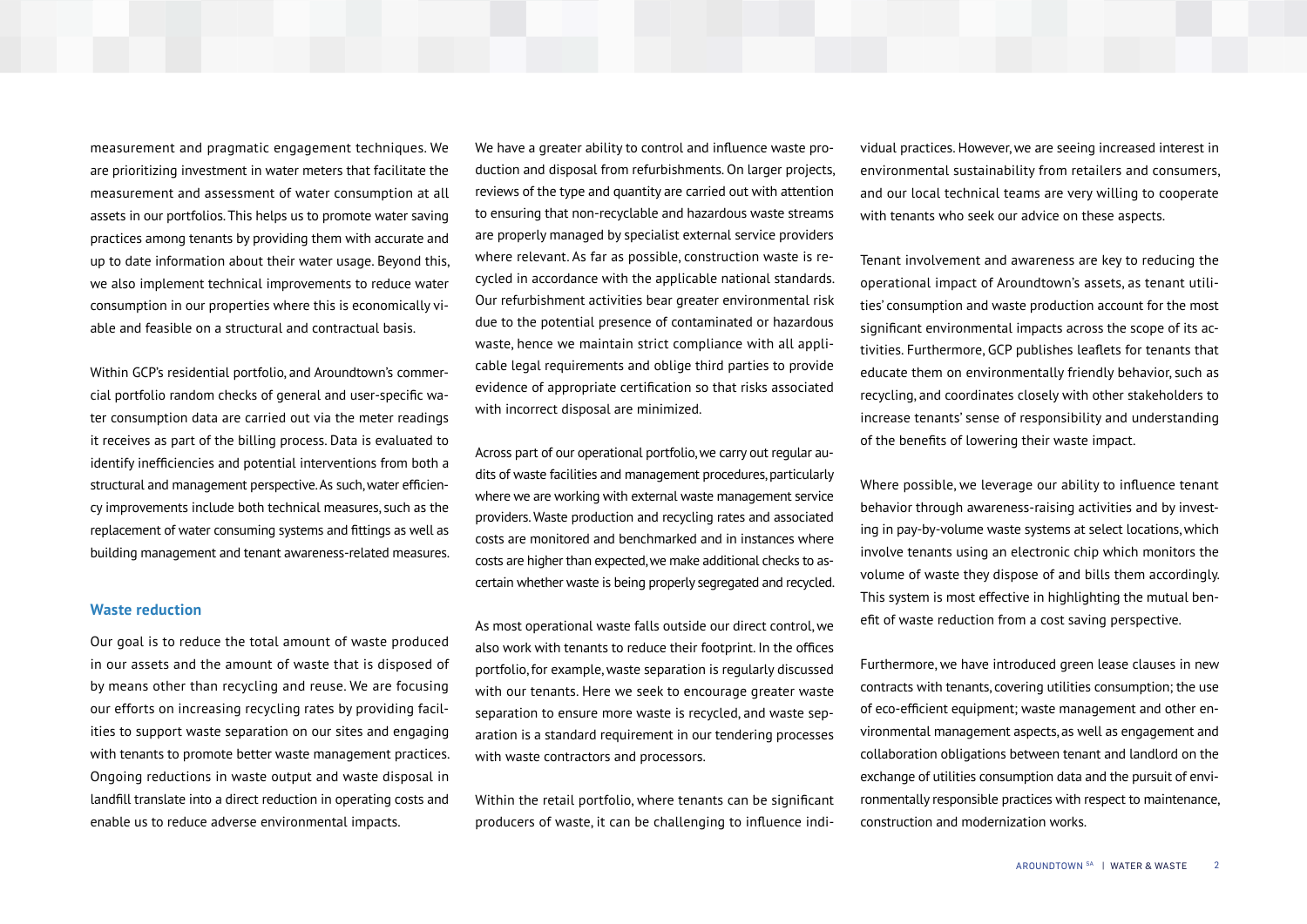measurement and pragmatic engagement techniques. We are prioritizing investment in water meters that facilitate the measurement and assessment of water consumption at all assets in our portfolios. This helps us to promote water saving practices among tenants by providing them with accurate and up to date information about their water usage. Beyond this, we also implement technical improvements to reduce water consumption in our properties where this is economically viable and feasible on a structural and contractual basis.

Within GCP's residential portfolio, and Aroundtown's commercial portfolio random checks of general and user-specific water consumption data are carried out via the meter readings it receives as part of the billing process. Data is evaluated to identify inefficiencies and potential interventions from both a structural and management perspective. As such, water efficiency improvements include both technical measures, such as the replacement of water consuming systems and fittings as well as building management and tenant awareness-related measures.

### Waste reduction

Our goal is to reduce the total amount of waste produced in our assets and the amount of waste that is disposed of by means other than recycling and reuse. We are focusing our efforts on increasing recycling rates by providing facilities to support waste separation on our sites and engaging with tenants to promote better waste management practices. Ongoing reductions in waste output and waste disposal in landfill translate into a direct reduction in operating costs and enable us to reduce adverse environmental impacts.

We have a greater ability to control and influence waste production and disposal from refurbishments. On larger projects, reviews of the type and quantity are carried out with attention to ensuring that non-recyclable and hazardous waste streams are properly managed by specialist external service providers where relevant. As far as possible, construction waste is recycled in accordance with the applicable national standards. Our refurbishment activities bear greater environmental risk due to the potential presence of contaminated or hazardous waste, hence we maintain strict compliance with all applicable legal requirements and oblige third parties to provide evidence of appropriate certification so that risks associated with incorrect disposal are minimized.

Across part of our operational portfolio, we carry out regular audits of waste facilities and management procedures, particularly where we are working with external waste management service providers. Waste production and recycling rates and associated costs are monitored and benchmarked and in instances where costs are higher than expected, we make additional checks to ascertain whether waste is being properly segregated and recycled.

As most operational waste falls outside our direct control, we also work with tenants to reduce their footprint. In the offices portfolio, for example, waste separation is regularly discussed with our tenants. Here we seek to encourage greater waste separation to ensure more waste is recycled, and waste separation is a standard requirement in our tendering processes with waste contractors and processors.

Within the retail portfolio, where tenants can be significant producers of waste, it can be challenging to influence individual practices. However, we are seeing increased interest in environmental sustainability from retailers and consumers, and our local technical teams are very willing to cooperate with tenants who seek our advice on these aspects.

Tenant involvement and awareness are key to reducing the operational impact of Aroundtown's assets, as tenant utilities' consumption and waste production account for the most significant environmental impacts across the scope of its activities. Furthermore, GCP publishes leaflets for tenants that educate them on environmentally friendly behavior, such as recycling, and coordinates closely with other stakeholders to increase tenants' sense of responsibility and understanding of the benefits of lowering their waste impact.

Where possible, we leverage our ability to influence tenant behavior through awareness-raising activities and by investing in pay-by-volume waste systems at select locations, which involve tenants using an electronic chip which monitors the volume of waste they dispose of and bills them accordingly. This system is most effective in highlighting the mutual benefit of waste reduction from a cost saving perspective.

Furthermore, we have introduced green lease clauses in new contracts with tenants, covering utilities consumption; the use of eco-efficient equipment; waste management and other environmental management aspects, as well as engagement and collaboration obligations between tenant and landlord on the exchange of utilities consumption data and the pursuit of environmentally responsible practices with respect to maintenance, construction and modernization works.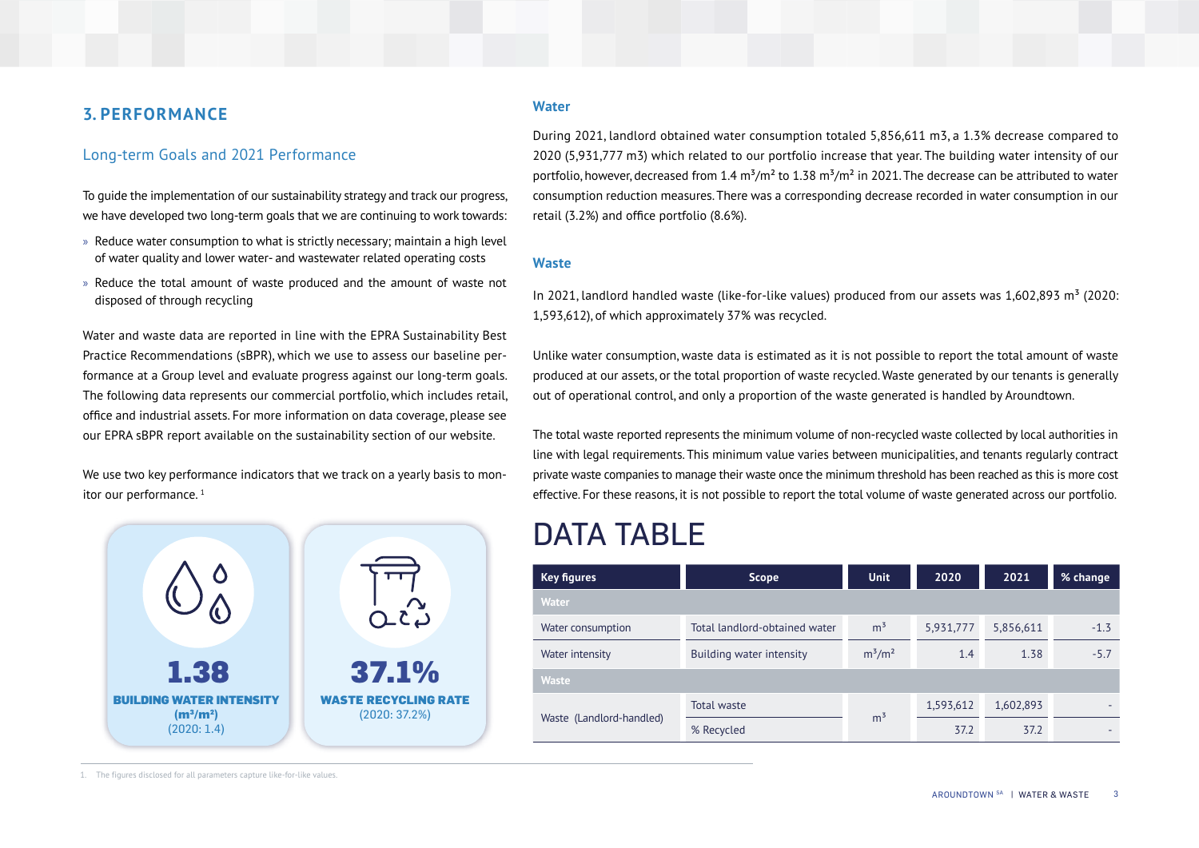## 3. PERFORMANCE

### Long-term Goals and 2021 Performance

To guide the implementation of our sustainability strategy and track our progress, we have developed two long-term goals that we are continuing to work towards:

- Reduce water consumption to what is strictly necessary; maintain a high level of water quality and lower water- and wastewater related operating costs
- Reduce the total amount of waste produced and the amount of waste not disposed of through recycling

Water and waste data are reported in line with the EPRA Sustainability Best Practice Recommendations (sBPR), which we use to assess our baseline performance at a Group level and evaluate progress against our long-term goals. The following data represents our commercial portfolio, which includes retail, office and industrial assets. For more information on data coverage, please see our EPRA sBPR report available on the sustainability section of our website.

We use two key performance indicators that we track on a yearly basis to monitor our performance. [1]

**1.38**
**BUILDING WATER INTENSITY ($m^3/m^2$)**
(2020: 1.4)

**37.1%**
**WASTE RECYCLING RATE**
(2020: 37.2%)

### Water

During 2021, landlord obtained water consumption totaled 5,856,611 m3, a 1.3% decrease compared to 2020 (5,931,777 m3) which related to our portfolio increase that year. The building water intensity of our portfolio, however, decreased from 1.4 $m^3/m^2$ to 1.38 $m^3/m^2$ in 2021. The decrease can be attributed to water consumption reduction measures. There was a corresponding decrease recorded in water consumption in our retail (3.2%) and office portfolio (8.6%).

### Waste

In 2021, landlord handled waste (like-for-like values) produced from our assets was 1,602,893 $m^3$ (2020: 1,593,612), of which approximately 37% was recycled.

Unlike water consumption, waste data is estimated as it is not possible to report the total amount of waste produced at our assets, or the total proportion of waste recycled. Waste generated by our tenants is generally out of operational control, and only a proportion of the waste generated is handled by Aroundtown.

The total waste reported represents the minimum volume of non-recycled waste collected by local authorities in line with legal requirements. This minimum value varies between municipalities, and tenants regularly contract private waste companies to manage their waste once the minimum threshold has been reached as this is more cost effective. For these reasons, it is not possible to report the total volume of waste generated across our portfolio.

## DATA TABLE

| Key figures | Scope | Unit | 2020 | 2021 | % change |
|---|---|---|---|---|---|
| **Water** | | | | | |
| Water consumption | Total landlord-obtained water | $m^3$ | 5,931,777 | 5,856,611 | -1.3 |
| Water intensity | Building water intensity | $m^3/m^2$ | 1.4 | 1.38 | -5.7 |
| **Waste** | | | | | |
| Waste (Landlord-handled) | Total waste | $m^3$ | 1,593,612 | 1,602,893 | - |
| | % Recycled | | 37.2 | 37.2 | - |

1. The figures disclosed for all parameters capture like-for-like values.